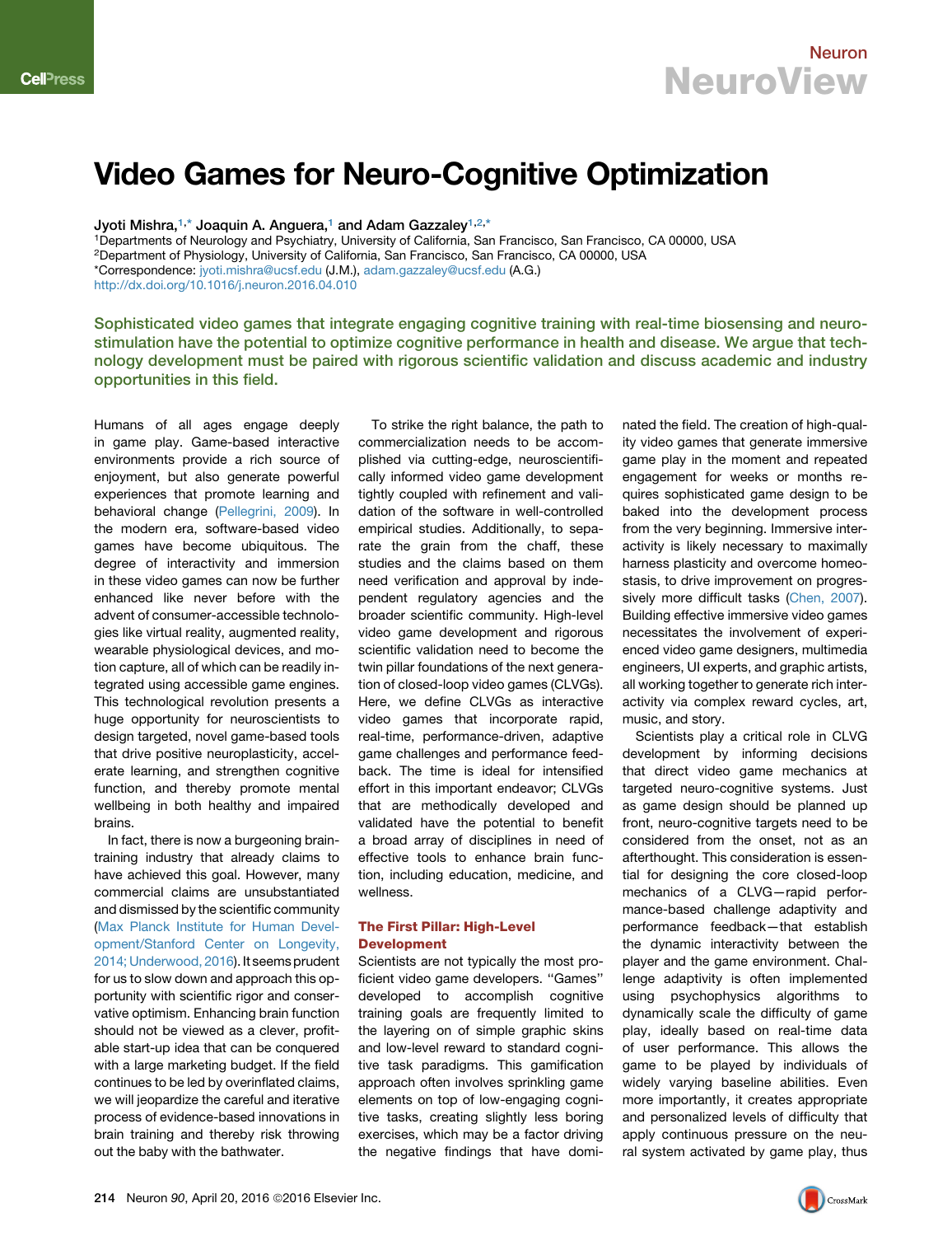# Video Games for Neuro-Cognitive Optimization

Jyoti Mishra,[1,*] Joaquin A. Anguera,[1] and Adam Gazzaley[1,2,*]

[1]Departments of Neurology and Psychiatry, University of California, San Francisco, San Francisco, CA 00000, USA
[2]Department of Physiology, University of California, San Francisco, San Francisco, CA 00000, USA
*Correspondence: jyoti.mishra@ucsf.edu (J.M.), adam.gazzaley@ucsf.edu (A.G.)
http://dx.doi.org/10.1016/j.neuron.2016.04.010

**Sophisticated video games that integrate engaging cognitive training with real-time biosensing and neurostimulation have the potential to optimize cognitive performance in health and disease. We argue that technology development must be paired with rigorous scientific validation and discuss academic and industry opportunities in this field.**

Humans of all ages engage deeply in game play. Game-based interactive environments provide a rich source of enjoyment, but also generate powerful experiences that promote learning and behavioral change (Pellegrini, 2009). In the modern era, software-based video games have become ubiquitous. The degree of interactivity and immersion in these video games can now be further enhanced like never before with the advent of consumer-accessible technologies like virtual reality, augmented reality, wearable physiological devices, and motion capture, all of which can be readily integrated using accessible game engines. This technological revolution presents a huge opportunity for neuroscientists to design targeted, novel game-based tools that drive positive neuroplasticity, accelerate learning, and strengthen cognitive function, and thereby promote mental wellbeing in both healthy and impaired brains.

In fact, there is now a burgeoning brain-training industry that already claims to have achieved this goal. However, many commercial claims are unsubstantiated and dismissed by the scientific community (Max Planck Institute for Human Development/Stanford Center on Longevity, 2014; Underwood, 2016). It seems prudent for us to slow down and approach this opportunity with scientific rigor and conservative optimism. Enhancing brain function should not be viewed as a clever, profitable start-up idea that can be conquered with a large marketing budget. If the field continues to be led by overinflated claims, we will jeopardize the careful and iterative process of evidence-based innovations in brain training and thereby risk throwing out the baby with the bathwater.

To strike the right balance, the path to commercialization needs to be accomplished via cutting-edge, neuroscientifically informed video game development tightly coupled with refinement and validation of the software in well-controlled empirical studies. Additionally, to separate the grain from the chaff, these studies and the claims based on them need verification and approval by independent regulatory agencies and the broader scientific community. High-level video game development and rigorous scientific validation need to become the twin pillar foundations of the next generation of closed-loop video games (CLVGs). Here, we define CLVGs as interactive video games that incorporate rapid, real-time, performance-driven, adaptive game challenges and performance feedback. The time is ideal for intensified effort in this important endeavor; CLVGs that are methodically developed and validated have the potential to benefit a broad array of disciplines in need of effective tools to enhance brain function, including education, medicine, and wellness.

## The First Pillar: High-Level Development

Scientists are not typically the most proficient video game developers. "Games" developed to accomplish cognitive training goals are frequently limited to the layering on of simple graphic skins and low-level reward to standard cognitive task paradigms. This gamification approach often involves sprinkling game elements on top of low-engaging cognitive tasks, creating slightly less boring exercises, which may be a factor driving the negative findings that have dominated the field. The creation of high-quality video games that generate immersive game play in the moment and repeated engagement for weeks or months requires sophisticated game design to be baked into the development process from the very beginning. Immersive interactivity is likely necessary to maximally harness plasticity and overcome homeostasis, to drive improvement on progressively more difficult tasks (Chen, 2007). Building effective immersive video games necessitates the involvement of experienced video game designers, multimedia engineers, UI experts, and graphic artists, all working together to generate rich interactivity via complex reward cycles, art, music, and story.

Scientists play a critical role in CLVG development by informing decisions that direct video game mechanics at targeted neuro-cognitive systems. Just as game design should be planned up front, neuro-cognitive targets need to be considered from the onset, not as an afterthought. This consideration is essential for designing the core closed-loop mechanics of a CLVG—rapid performance-based challenge adaptivity and performance feedback—that establish the dynamic interactivity between the player and the game environment. Challenge adaptivity is often implemented using psychophysics algorithms to dynamically scale the difficulty of game play, ideally based on real-time data of user performance. This allows the game to be played by individuals of widely varying baseline abilities. Even more importantly, it creates appropriate and personalized levels of difficulty that apply continuous pressure on the neural system activated by game play, thus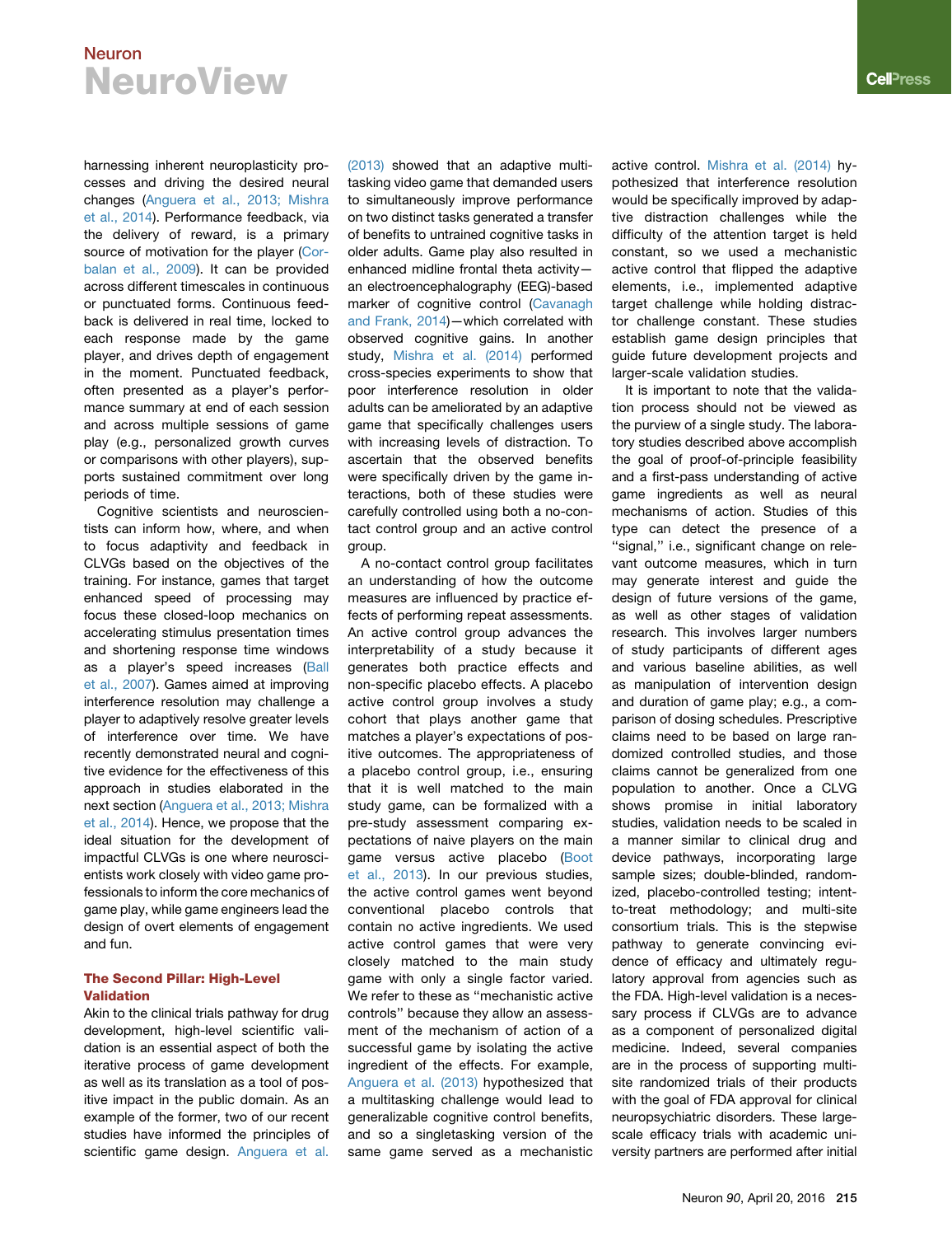harnessing inherent neuroplasticity processes and driving the desired neural changes (Anguera et al., 2013; Mishra et al., 2014). Performance feedback, via the delivery of reward, is a primary source of motivation for the player (Corbalan et al., 2009). It can be provided across different timescales in continuous or punctuated forms. Continuous feedback is delivered in real time, locked to each response made by the game player, and drives depth of engagement in the moment. Punctuated feedback, often presented as a player's performance summary at end of each session and across multiple sessions of game play (e.g., personalized growth curves or comparisons with other players), supports sustained commitment over long periods of time.

Cognitive scientists and neuroscientists can inform how, where, and when to focus adaptivity and feedback in CLVGs based on the objectives of the training. For instance, games that target enhanced speed of processing may focus these closed-loop mechanics on accelerating stimulus presentation times and shortening response time windows as a player's speed increases (Ball et al., 2007). Games aimed at improving interference resolution may challenge a player to adaptively resolve greater levels of interference over time. We have recently demonstrated neural and cognitive evidence for the effectiveness of this approach in studies elaborated in the next section (Anguera et al., 2013; Mishra et al., 2014). Hence, we propose that the ideal situation for the development of impactful CLVGs is one where neuroscientists work closely with video game professionals to inform the core mechanics of game play, while game engineers lead the design of overt elements of engagement and fun.

## The Second Pillar: High-Level Validation

Akin to the clinical trials pathway for drug development, high-level scientific validation is an essential aspect of both the iterative process of game development as well as its translation as a tool of positive impact in the public domain. As an example of the former, two of our recent studies have informed the principles of scientific game design. Anguera et al. (2013) showed that an adaptive multitasking video game that demanded users to simultaneously improve performance on two distinct tasks generated a transfer of benefits to untrained cognitive tasks in older adults. Game play also resulted in enhanced midline frontal theta activity—an electroencephalography (EEG)-based marker of cognitive control (Cavanagh and Frank, 2014)—which correlated with observed cognitive gains. In another study, Mishra et al. (2014) performed cross-species experiments to show that poor interference resolution in older adults can be ameliorated by an adaptive game that specifically challenges users with increasing levels of distraction. To ascertain that the observed benefits were specifically driven by the game interactions, both of these studies were carefully controlled using both a no-contact control group and an active control group.

A no-contact control group facilitates an understanding of how the outcome measures are influenced by practice effects of performing repeat assessments. An active control group advances the interpretability of a study because it generates both practice effects and non-specific placebo effects. A placebo active control group involves a study cohort that plays another game that matches a player's expectations of positive outcomes. The appropriateness of a placebo control group, i.e., ensuring that it is well matched to the main study game, can be formalized with a pre-study assessment comparing expectations of naive players on the main game versus active placebo (Boot et al., 2013). In our previous studies, the active control games went beyond conventional placebo controls that contain no active ingredients. We used active control games that were very closely matched to the main study game with only a single factor varied. We refer to these as "mechanistic active controls" because they allow an assessment of the mechanism of action of a successful game by isolating the active ingredient of the effects. For example, Anguera et al. (2013) hypothesized that a multitasking challenge would lead to generalizable cognitive control benefits, and so a singletasking version of the same game served as a mechanistic active control. Mishra et al. (2014) hypothesized that interference resolution would be specifically improved by adaptive distraction challenges while the difficulty of the attention target is held constant, so we used a mechanistic active control that flipped the adaptive elements, i.e., implemented adaptive target challenge while holding distractor challenge constant. These studies establish game design principles that guide future development projects and larger-scale validation studies.

It is important to note that the validation process should not be viewed as the purview of a single study. The laboratory studies described above accomplish the goal of proof-of-principle feasibility and a first-pass understanding of active game ingredients as well as neural mechanisms of action. Studies of this type can detect the presence of a "signal," i.e., significant change on relevant outcome measures, which in turn may generate interest and guide the design of future versions of the game, as well as other stages of validation research. This involves larger numbers of study participants of different ages and various baseline abilities, as well as manipulation of intervention design and duration of game play; e.g., a comparison of dosing schedules. Prescriptive claims need to be based on large randomized controlled studies, and those claims cannot be generalized from one population to another. Once a CLVG shows promise in initial laboratory studies, validation needs to be scaled in a manner similar to clinical drug and device pathways, incorporating large sample sizes; double-blinded, randomized, placebo-controlled testing; intent-to-treat methodology; and multi-site consortium trials. This is the stepwise pathway to generate convincing evidence of efficacy and ultimately regulatory approval from agencies such as the FDA. High-level validation is a necessary process if CLVGs are to advance as a component of personalized digital medicine. Indeed, several companies are in the process of supporting multi-site randomized trials of their products with the goal of FDA approval for clinical neuropsychiatric disorders. These large-scale efficacy trials with academic university partners are performed after initial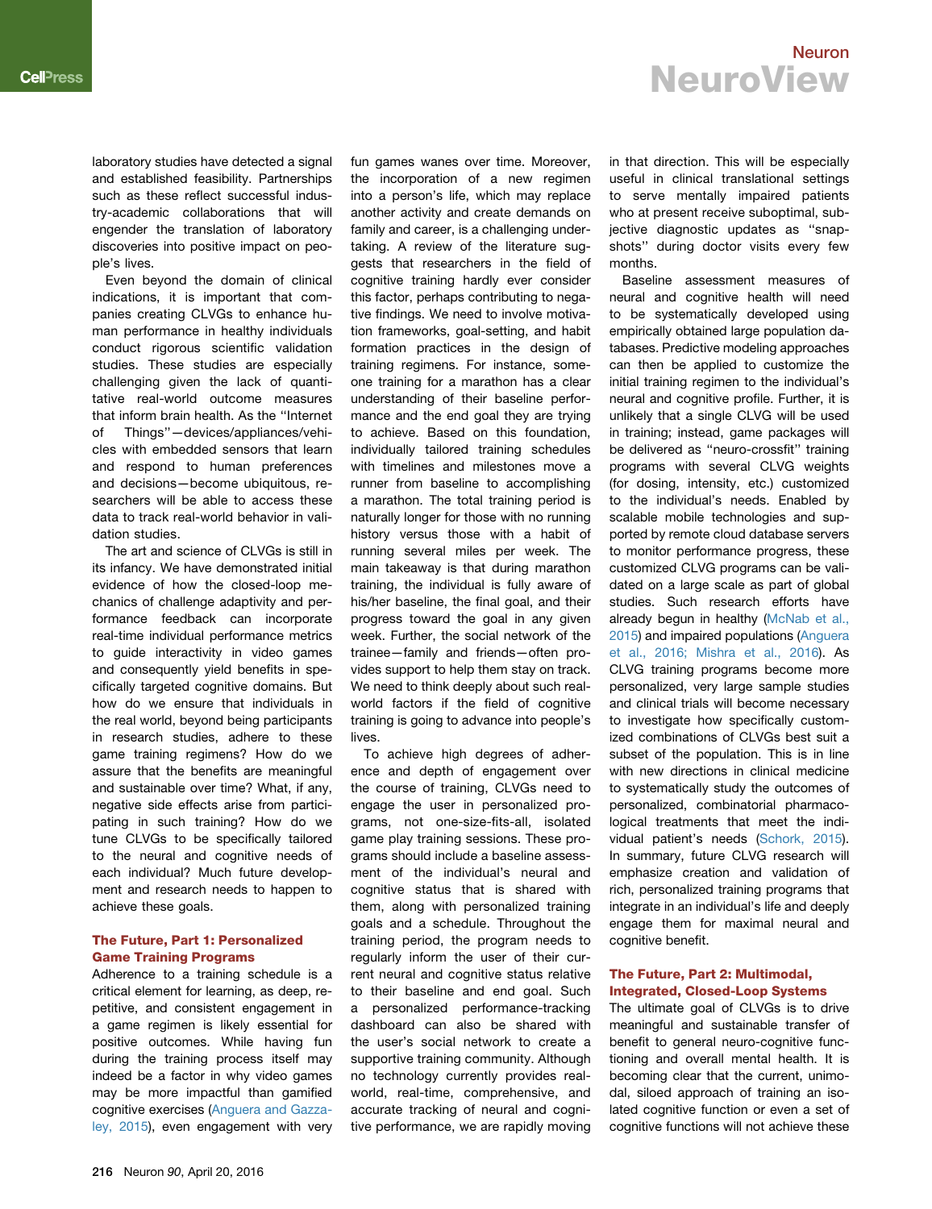laboratory studies have detected a signal and established feasibility. Partnerships such as these reflect successful industry-academic collaborations that will engender the translation of laboratory discoveries into positive impact on people's lives.

Even beyond the domain of clinical indications, it is important that companies creating CLVGs to enhance human performance in healthy individuals conduct rigorous scientific validation studies. These studies are especially challenging given the lack of quantitative real-world outcome measures that inform brain health. As the "Internet of Things"—devices/appliances/vehicles with embedded sensors that learn and respond to human preferences and decisions—become ubiquitous, researchers will be able to access these data to track real-world behavior in validation studies.

The art and science of CLVGs is still in its infancy. We have demonstrated initial evidence of how the closed-loop mechanics of challenge adaptivity and performance feedback can incorporate real-time individual performance metrics to guide interactivity in video games and consequently yield benefits in specifically targeted cognitive domains. But how do we ensure that individuals in the real world, beyond being participants in research studies, adhere to these game training regimens? How do we assure that the benefits are meaningful and sustainable over time? What, if any, negative side effects arise from participating in such training? How do we tune CLVGs to be specifically tailored to the neural and cognitive needs of each individual? Much future development and research needs to happen to achieve these goals.

## The Future, Part 1: Personalized Game Training Programs

Adherence to a training schedule is a critical element for learning, as deep, repetitive, and consistent engagement in a game regimen is likely essential for positive outcomes. While having fun during the training process itself may indeed be a factor in why video games may be more impactful than gamified cognitive exercises (Anguera and Gazzaley, 2015), even engagement with very fun games wanes over time. Moreover, the incorporation of a new regimen into a person's life, which may replace another activity and create demands on family and career, is a challenging undertaking. A review of the literature suggests that researchers in the field of cognitive training hardly ever consider this factor, perhaps contributing to negative findings. We need to involve motivation frameworks, goal-setting, and habit formation practices in the design of training regimens. For instance, someone training for a marathon has a clear understanding of their baseline performance and the end goal they are trying to achieve. Based on this foundation, individually tailored training schedules with timelines and milestones move a runner from baseline to accomplishing a marathon. The total training period is naturally longer for those with no running history versus those with a habit of running several miles per week. The main takeaway is that during marathon training, the individual is fully aware of his/her baseline, the final goal, and their progress toward the goal in any given week. Further, the social network of the trainee—family and friends—often provides support to help them stay on track. We need to think deeply about such real-world factors if the field of cognitive training is going to advance into people's lives.

To achieve high degrees of adherence and depth of engagement over the course of training, CLVGs need to engage the user in personalized programs, not one-size-fits-all, isolated game play training sessions. These programs should include a baseline assessment of the individual's neural and cognitive status that is shared with them, along with personalized training goals and a schedule. Throughout the training period, the program needs to regularly inform the user of their current neural and cognitive status relative to their baseline and end goal. Such a personalized performance-tracking dashboard can also be shared with the user's social network to create a supportive training community. Although no technology currently provides real-world, real-time, comprehensive, and accurate tracking of neural and cognitive performance, we are rapidly moving in that direction. This will be especially useful in clinical translational settings to serve mentally impaired patients who at present receive suboptimal, subjective diagnostic updates as "snapshots" during doctor visits every few months.

Baseline assessment measures of neural and cognitive health will need to be systematically developed using empirically obtained large population databases. Predictive modeling approaches can then be applied to customize the initial training regimen to the individual's neural and cognitive profile. Further, it is unlikely that a single CLVG will be used in training; instead, game packages will be delivered as "neuro-crossfit" training programs with several CLVG weights (for dosing, intensity, etc.) customized to the individual's needs. Enabled by scalable mobile technologies and supported by remote cloud database servers to monitor performance progress, these customized CLVG programs can be validated on a large scale as part of global studies. Such research efforts have already begun in healthy (McNab et al., 2015) and impaired populations (Anguera et al., 2016; Mishra et al., 2016). As CLVG training programs become more personalized, very large sample studies and clinical trials will become necessary to investigate how specifically customized combinations of CLVGs best suit a subset of the population. This is in line with new directions in clinical medicine to systematically study the outcomes of personalized, combinatorial pharmacological treatments that meet the individual patient's needs (Schork, 2015). In summary, future CLVG research will emphasize creation and validation of rich, personalized training programs that integrate in an individual's life and deeply engage them for maximal neural and cognitive benefit.

## The Future, Part 2: Multimodal, Integrated, Closed-Loop Systems

The ultimate goal of CLVGs is to drive meaningful and sustainable transfer of benefit to general neuro-cognitive functioning and overall mental health. It is becoming clear that the current, unimodal, siloed approach of training an isolated cognitive function or even a set of cognitive functions will not achieve these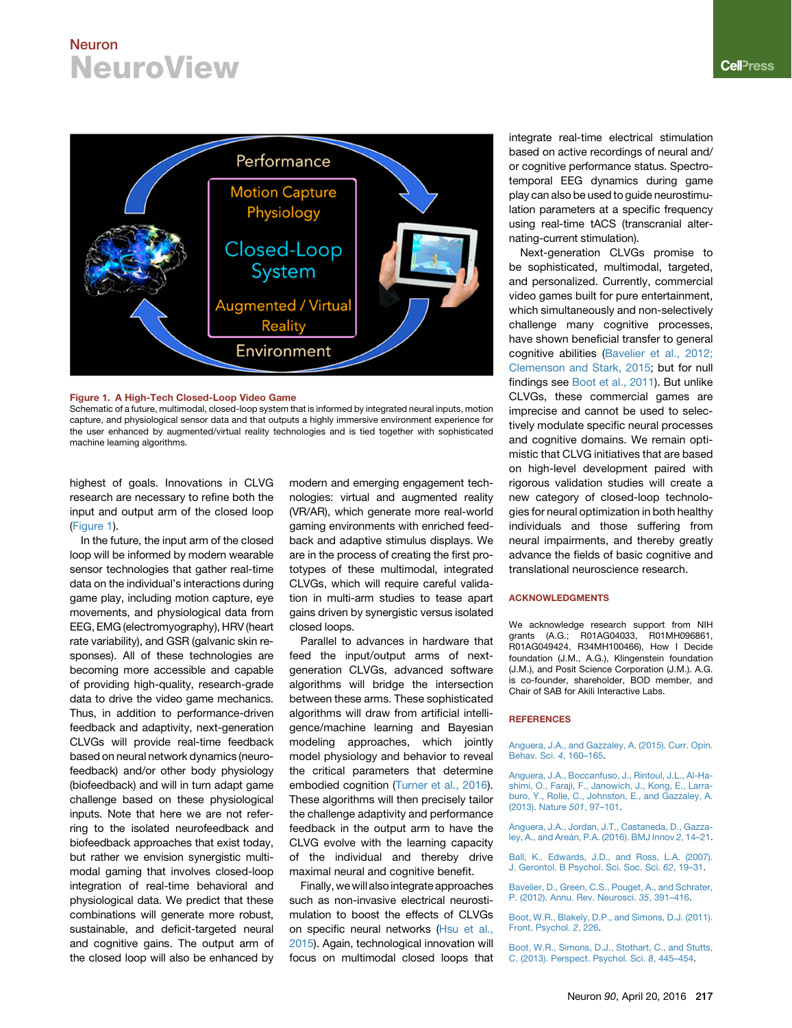**Figure 1. A High-Tech Closed-Loop Video Game**

Schematic of a future, multimodal, closed-loop system that is informed by integrated neural inputs, motion capture, and physiological sensor data and that outputs a highly immersive environment experience for the user enhanced by augmented/virtual reality technologies and is tied together with sophisticated machine learning algorithms.

highest of goals. Innovations in CLVG research are necessary to refine both the input and output arm of the closed loop (Figure 1).

In the future, the input arm of the closed loop will be informed by modern wearable sensor technologies that gather real-time data on the individual's interactions during game play, including motion capture, eye movements, and physiological data from EEG, EMG (electromyography), HRV (heart rate variability), and GSR (galvanic skin responses). All of these technologies are becoming more accessible and capable of providing high-quality, research-grade data to drive the video game mechanics. Thus, in addition to performance-driven feedback and adaptivity, next-generation CLVGs will provide real-time feedback based on neural network dynamics (neurofeedback) and/or other body physiology (biofeedback) and will in turn adapt game challenge based on these physiological inputs. Note that here we are not referring to the isolated neurofeedback and biofeedback approaches that exist today, but rather we envision synergistic multimodal gaming that involves closed-loop integration of real-time behavioral and physiological data. We predict that these combinations will generate more robust, sustainable, and deficit-targeted neural and cognitive gains. The output arm of the closed loop will also be enhanced by modern and emerging engagement technologies: virtual and augmented reality (VR/AR), which generate more real-world gaming environments with enriched feedback and adaptive stimulus displays. We are in the process of creating the first prototypes of these multimodal, integrated CLVGs, which will require careful validation in multi-arm studies to tease apart gains driven by synergistic versus isolated closed loops.

Parallel to advances in hardware that feed the input/output arms of next-generation CLVGs, advanced software algorithms will bridge the intersection between these arms. These sophisticated algorithms will draw from artificial intelligence/machine learning and Bayesian modeling approaches, which jointly model physiology and behavior to reveal the critical parameters that determine embodied cognition (Turner et al., 2016). These algorithms will then precisely tailor the challenge adaptivity and performance feedback in the output arm to have the CLVG evolve with the learning capacity of the individual and thereby drive maximal neural and cognitive benefit.

Finally, we will also integrate approaches such as non-invasive electrical neurostimulation to boost the effects of CLVGs on specific neural networks (Hsu et al., 2015). Again, technological innovation will focus on multimodal closed loops that integrate real-time electrical stimulation based on active recordings of neural and/or cognitive performance status. Spectro-temporal EEG dynamics during game play can also be used to guide neurostimulation parameters at a specific frequency using real-time tACS (transcranial alternating-current stimulation).

Next-generation CLVGs promise to be sophisticated, multimodal, targeted, and personalized. Currently, commercial video games built for pure entertainment, which simultaneously and non-selectively challenge many cognitive processes, have shown beneficial transfer to general cognitive abilities (Bavelier et al., 2012; Clemenson and Stark, 2015; but for null findings see Boot et al., 2011). But unlike CLVGs, these commercial games are imprecise and cannot be used to selectively modulate specific neural processes and cognitive domains. We remain optimistic that CLVG initiatives that are based on high-level development paired with rigorous validation studies will create a new category of closed-loop technologies for neural optimization in both healthy individuals and those suffering from neural impairments, and thereby greatly advance the fields of basic cognitive and translational neuroscience research.

## ACKNOWLEDGMENTS

We acknowledge research support from NIH grants (A.G.; R01AG04033, R01MH096861, R01AG049424, R34MH100466), How I Decide foundation (J.M., A.G.), Klingenstein foundation (J.M.), and Posit Science Corporation (J.M.). A.G. is co-founder, shareholder, BOD member, and Chair of SAB for Akili Interactive Labs.

## REFERENCES

Anguera, J.A., and Gazzaley, A. (2015). Curr. Opin. Behav. Sci. *4*, 160–165.

Anguera, J.A., Boccanfuso, J., Rintoul, J.L., Al-Hashimi, O., Faraji, F., Janowich, J., Kong, E., Larraburo, Y., Rolle, C., Johnston, E., and Gazzaley, A. (2013). Nature *501*, 97–101.

Anguera, J.A., Jordan, J.T., Castaneda, D., Gazzaley, A., and Areán, P.A. (2016). BMJ Innov *2*, 14–21.

Ball, K., Edwards, J.D., and Ross, L.A. (2007). J. Gerontol. B Psychol. Sci. Soc. Sci. *62*, 19–31.

Bavelier, D., Green, C.S., Pouget, A., and Schrater, P. (2012). Annu. Rev. Neurosci. *35*, 391–416.

Boot, W.R., Blakely, D.P., and Simons, D.J. (2011). Front. Psychol. *2*, 226.

Boot, W.R., Simons, D.J., Stothart, C., and Stutts, C. (2013). Perspect. Psychol. Sci. *8*, 445–454.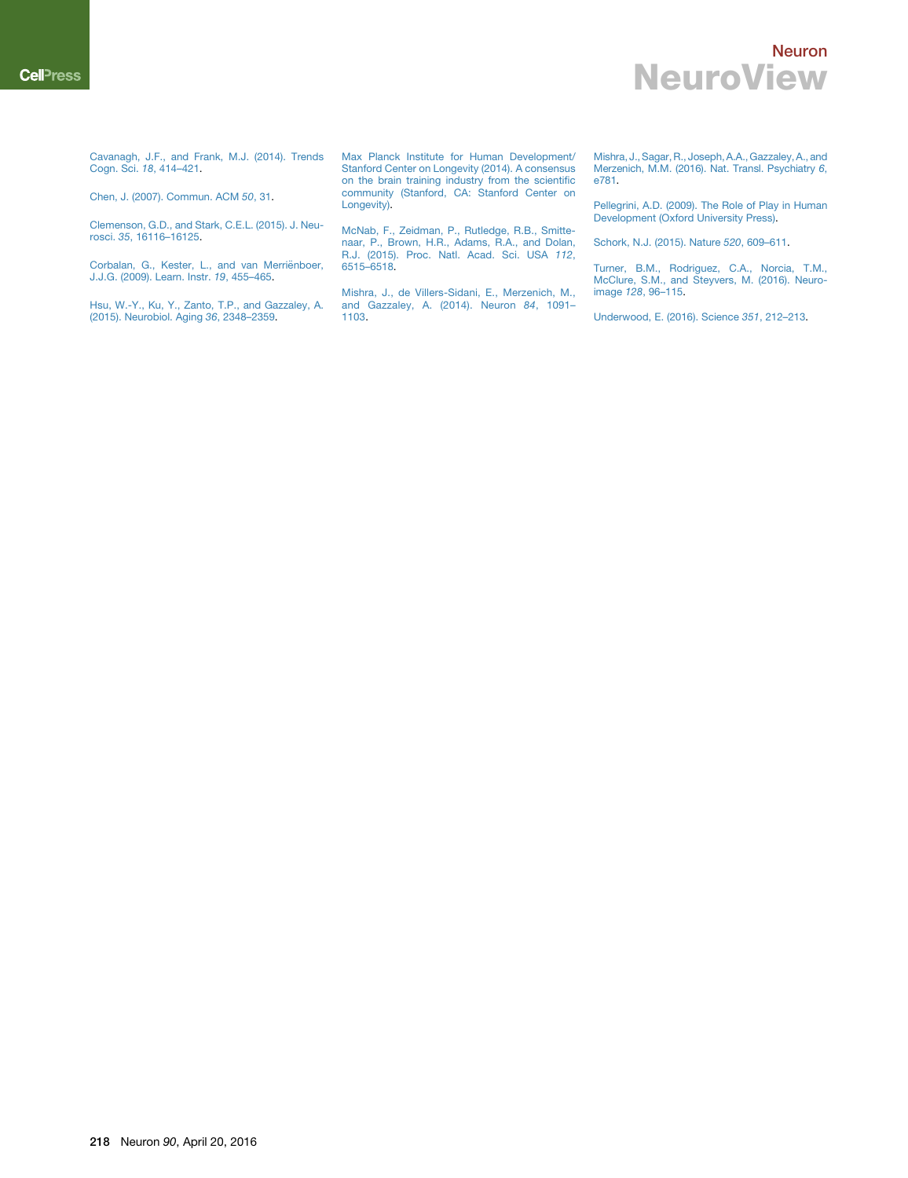Cavanagh, J.F., and Frank, M.J. (2014). Trends Cogn. Sci. *18*, 414–421.

Chen, J. (2007). Commun. ACM *50*, 31.

Clemenson, G.D., and Stark, C.E.L. (2015). J. Neurosci. *35*, 16116–16125.

Corbalan, G., Kester, L., and van Merriënboer, J.J.G. (2009). Learn. Instr. *19*, 455–465.

Hsu, W.-Y., Ku, Y., Zanto, T.P., and Gazzaley, A. (2015). Neurobiol. Aging *36*, 2348–2359.

Max Planck Institute for Human Development/Stanford Center on Longevity (2014). A consensus on the brain training industry from the scientific community (Stanford, CA: Stanford Center on Longevity).

McNab, F., Zeidman, P., Rutledge, R.B., Smittenaar, P., Brown, H.R., Adams, R.A., and Dolan, R.J. (2015). Proc. Natl. Acad. Sci. USA *112*, 6515–6518.

Mishra, J., de Villers-Sidani, E., Merzenich, M., and Gazzaley, A. (2014). Neuron *84*, 1091–1103.

Mishra, J., Sagar, R., Joseph, A.A., Gazzaley, A., and Merzenich, M.M. (2016). Nat. Transl. Psychiatry *6*, e781.

Pellegrini, A.D. (2009). The Role of Play in Human Development (Oxford University Press).

Schork, N.J. (2015). Nature *520*, 609–611.

Turner, B.M., Rodriguez, C.A., Norcia, T.M., McClure, S.M., and Steyvers, M. (2016). Neuroimage *128*, 96–115.

Underwood, E. (2016). Science *351*, 212–213.